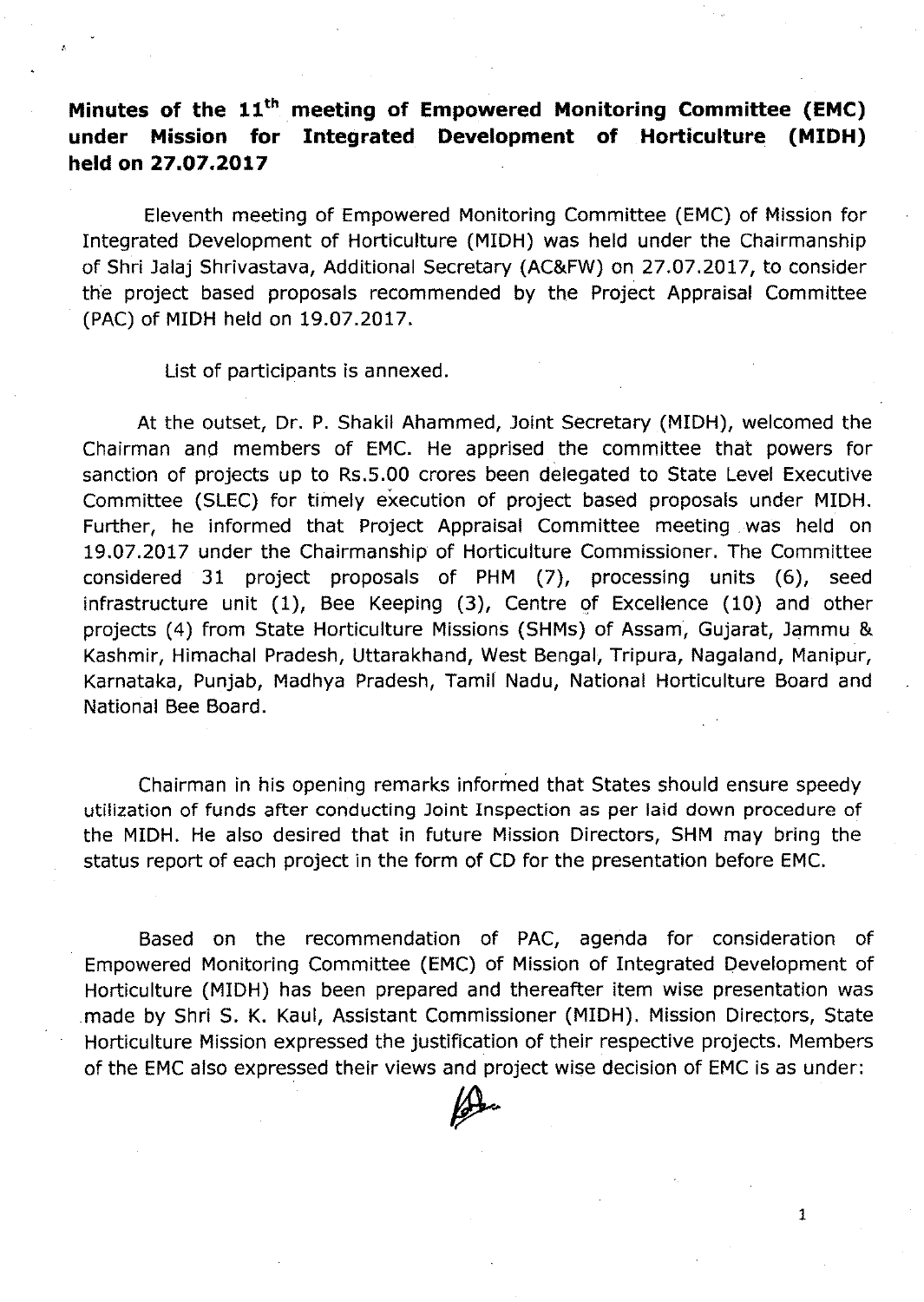# Minutes of the 11th meeting of Empowered Monitoring Committee (EMC) under Mission for Integrated Development of Horticulture (MIDH) held on 27.07.2017

Eleventh meeting of Empowered Monitoring Committee (EMC) of Mission for Integrated Development of Horticulture (MIDH) was held under the Chairmanship of Shri Jalaj Shrivastava, Additional Secretary (AC&FW) on 27.07.2017, to consider the project based proposals recommended by the Project Appraisal Committee (PAC) of MIDH held on 19.07.2017.

List of participants is annexed.

At the outset, Dr. P. Shakil Ahammed, Joint Secretary (MIDH), welcomed the Chairman and members of EMC. He apprised the committee that powers for sanction of projects up to Rs.5.00 crores been delegated to State Level Executive Committee (SLEC) for timely execution of project based proposals under MIDH. Further, he informed that Project Appraisal Committee meeting was held on 19.07.2017 under the Chairmanship of Horticulture Commissioner. The Committee considered 31 project proposals of PHM (7), processing units (6), seed infrastructure unit (1), Bee Keeping (3), Centre of Excellence (10) and other projects (4) from State Horticulture Missions (SHMs) of Assam, Gujarat, Jammu & Kashmir, Himachal Pradesh, Uttarakhand, West Bengal, Tripura, Nagaland, Manipur, Karnataka, Punjab, Madhya Pradesh, Tamil Nadu, National Horticulture Board and National Bee Board.

Chairman in his opening remarks informed that States should ensure speedy utilization of funds after conducting Joint Inspection as per laid down procedure of the MIDH. He also desired that in future Mission Directors, SHM may bring the status report of each project in the form of CD for the presentation before EMC.

Based on the recommendation of PAC, agenda for consideration of Empowered Monitoring Committee (EMC) of Mission of Integrated Development of Horticulture (MIDH) has been prepared and thereafter item wise presentation was made by Shri S. K. Kaul, Assistant Commissioner (MIDH). Mission Directors, State Horticulture Mission expressed the justification of their respective projects. Members of the EMC also expressed their views and project wise decision of EMC is as under: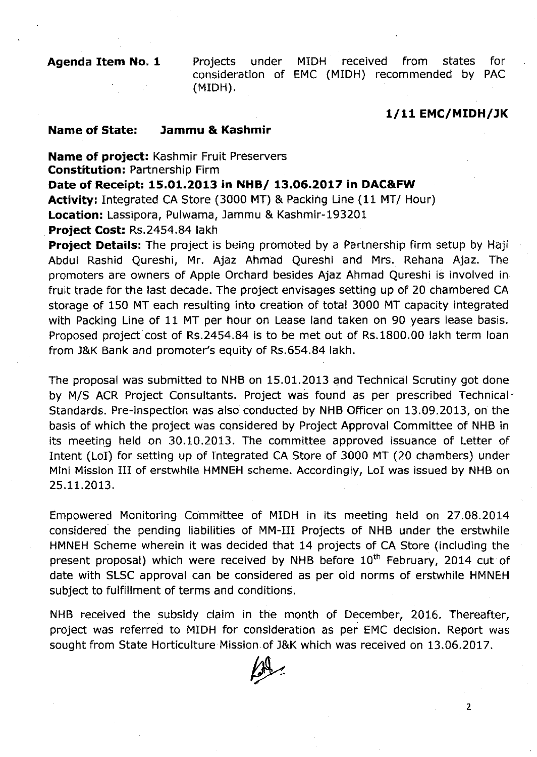**Agenda Item No. 1** Projects under MIDH received from states for consideration of EMC (MIDH) recommended by PAC (MIDH).

**1/11 EMC/MIDH/JK**

**Name of State: Jammu & Kashmir**

**Name of project:** Kashmir Fruit Preservers
**Constitution:** Partnership Firm
**Date of Receipt: 15.01.2013 in NHB/ 13.06.2017 in DAC&FW**
**Activity:** Integrated CA Store (3000 MT) & Packing Line (11 MT/ Hour)
**Location:** Lassipora, Pulwama, Jammu & Kashmir-193201
**Project Cost:** Rs.2454.84 lakh
**Project Details:** The project is being promoted by a Partnership firm setup by Haji Abdul Rashid Qureshi, Mr. Ajaz Ahmad Qureshi and Mrs. Rehana Ajaz. The promoters are owners of Apple Orchard besides Ajaz Ahmad Qureshi is involved in fruit trade for the last decade. The project envisages setting up of 20 chambered CA storage of 150 MT each resulting into creation of total 3000 MT capacity integrated with Packing Line of 11 MT per hour on Lease land taken on 90 years lease basis. Proposed project cost of Rs.2454.84 is to be met out of Rs.1800.00 lakh term loan from J&K Bank and promoter's equity of Rs.654.84 lakh.

The proposal was submitted to NHB on 15.01.2013 and Technical Scrutiny got done by M/S ACR Project Consultants. Project was found as per prescribed Technical Standards. Pre-inspection was also conducted by NHB Officer on 13.09.2013, on the basis of which the project was considered by Project Approval Committee of NHB in its meeting held on 30.10.2013. The committee approved issuance of Letter of Intent (LoI) for setting up of Integrated CA Store of 3000 MT (20 chambers) under Mini Mission III of erstwhile HMNEH scheme. Accordingly, LoI was issued by NHB on 25.11.2013.

Empowered Monitoring Committee of MIDH in its meeting held on 27.08.2014 considered the pending liabilities of MM-III Projects of NHB under the erstwhile HMNEH Scheme wherein it was decided that 14 projects of CA Store (including the present proposal) which were received by NHB before 10th February, 2014 cut of date with SLSC approval can be considered as per old norms of erstwhile HMNEH subject to fulfillment of terms and conditions.

NHB received the subsidy claim in the month of December, 2016. Thereafter, project was referred to MIDH for consideration as per EMC decision. Report was sought from State Horticulture Mission of J&K which was received on 13.06.2017.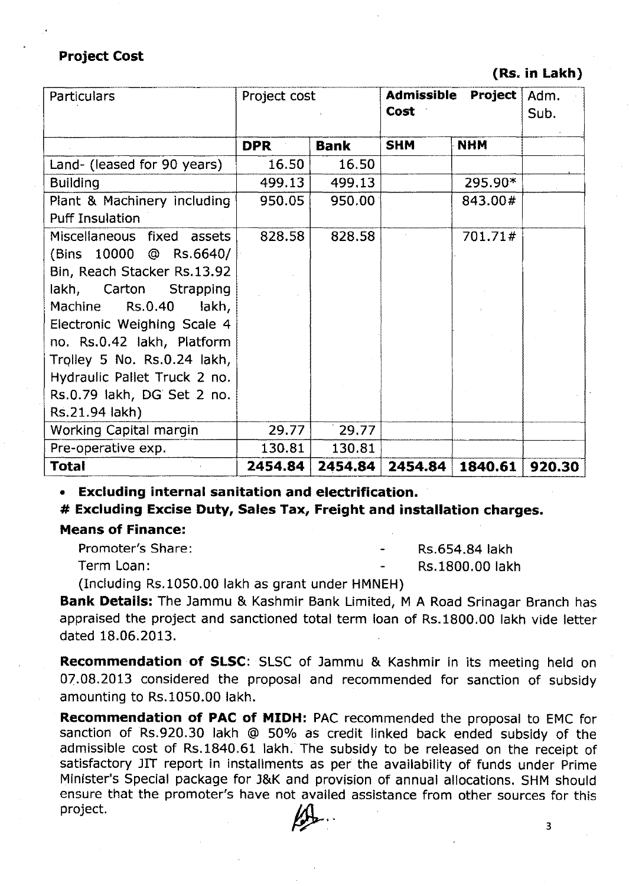**Project Cost**

**(Rs. in Lakh)**

| Particulars | Project cost | | **Admissible Project Cost** | | Adm. Sub. |
|---|---|---|---|---|---|
| | **DPR** | **Bank** | **SHM** | **NHM** | |
| Land- (leased for 90 years) | 16.50 | 16.50 | | | |
| Building | 499.13 | 499.13 | | 295.90* | |
| Plant & Machinery including Puff Insulation | 950.05 | 950.00 | | 843.00# | |
| Miscellaneous fixed assets (Bins 10000 @ Rs.6640/ Bin, Reach Stacker Rs.13.92 lakh, Carton Strapping Machine Rs.0.40 lakh, Electronic Weighing Scale 4 no. Rs.0.42 lakh, Platform Trolley 5 No. Rs.0.24 lakh, Hydraulic Pallet Truck 2 no. Rs.0.79 lakh, DG Set 2 no. Rs.21.94 lakh) | 828.58 | 828.58 | | 701.71# | |
| Working Capital margin | 29.77 | 29.77 | | | |
| Pre-operative exp. | 130.81 | 130.81 | | | |
| **Total** | **2454.84** | **2454.84** | **2454.84** | **1840.61** | **920.30** |

- **Excluding internal sanitation and electrification.**

**# Excluding Excise Duty, Sales Tax, Freight and installation charges.**

**Means of Finance:**

Promoter's Share: - Rs.654.84 lakh

Term Loan: - Rs.1800.00 lakh

(Including Rs.1050.00 lakh as grant under HMNEH)

**Bank Details:** The Jammu & Kashmir Bank Limited, M A Road Srinagar Branch has appraised the project and sanctioned total term loan of Rs.1800.00 lakh vide letter dated 18.06.2013.

**Recommendation of SLSC**: SLSC of Jammu & Kashmir in its meeting held on 07.08.2013 considered the proposal and recommended for sanction of subsidy amounting to Rs.1050.00 lakh.

**Recommendation of PAC of MIDH:** PAC recommended the proposal to EMC for sanction of Rs.920.30 lakh @ 50% as credit linked back ended subsidy of the admissible cost of Rs.1840.61 lakh. The subsidy to be released on the receipt of satisfactory JIT report in installments as per the availability of funds under Prime Minister's Special package for J&K and provision of annual allocations. SHM should ensure that the promoter's have not availed assistance from other sources for this project.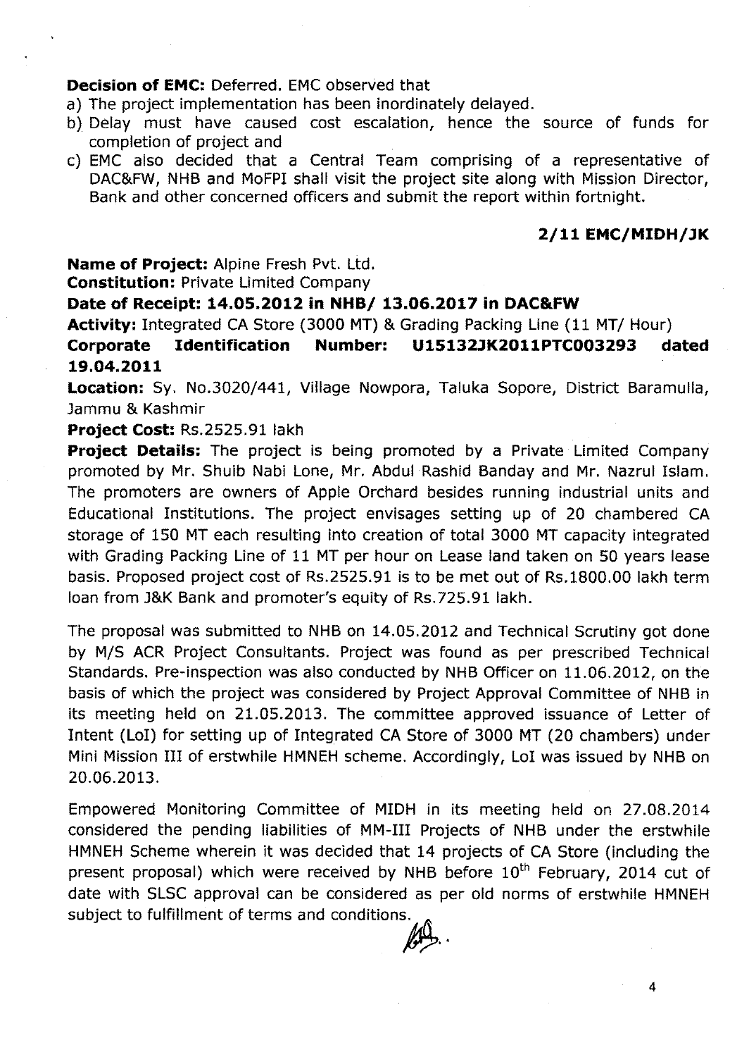**Decision of EMC:** Deferred. EMC observed that

a) The project implementation has been inordinately delayed.
b) Delay must have caused cost escalation, hence the source of funds for completion of project and
c) EMC also decided that a Central Team comprising of a representative of DAC&FW, NHB and MoFPI shall visit the project site along with Mission Director, Bank and other concerned officers and submit the report within fortnight.

**2/11 EMC/MIDH/JK**

**Name of Project:** Alpine Fresh Pvt. Ltd.

**Constitution:** Private Limited Company

**Date of Receipt: 14.05.2012 in NHB/ 13.06.2017 in DAC&FW**

**Activity:** Integrated CA Store (3000 MT) & Grading Packing Line (11 MT/ Hour)

**Corporate Identification Number: U15132JK2011PTC003293 dated 19.04.2011**

**Location:** Sy. No.3020/441, Village Nowpora, Taluka Sopore, District Baramulla, Jammu & Kashmir

**Project Cost:** Rs.2525.91 lakh

**Project Details:** The project is being promoted by a Private Limited Company promoted by Mr. Shuib Nabi Lone, Mr. Abdul Rashid Banday and Mr. Nazrul Islam. The promoters are owners of Apple Orchard besides running industrial units and Educational Institutions. The project envisages setting up of 20 chambered CA storage of 150 MT each resulting into creation of total 3000 MT capacity integrated with Grading Packing Line of 11 MT per hour on Lease land taken on 50 years lease basis. Proposed project cost of Rs.2525.91 is to be met out of Rs.1800.00 lakh term loan from J&K Bank and promoter's equity of Rs.725.91 lakh.

The proposal was submitted to NHB on 14.05.2012 and Technical Scrutiny got done by M/S ACR Project Consultants. Project was found as per prescribed Technical Standards. Pre-inspection was also conducted by NHB Officer on 11.06.2012, on the basis of which the project was considered by Project Approval Committee of NHB in its meeting held on 21.05.2013. The committee approved issuance of Letter of Intent (LoI) for setting up of Integrated CA Store of 3000 MT (20 chambers) under Mini Mission III of erstwhile HMNEH scheme. Accordingly, LoI was issued by NHB on 20.06.2013.

Empowered Monitoring Committee of MIDH in its meeting held on 27.08.2014 considered the pending liabilities of MM-III Projects of NHB under the erstwhile HMNEH Scheme wherein it was decided that 14 projects of CA Store (including the present proposal) which were received by NHB before 10th February, 2014 cut of date with SLSC approval can be considered as per old norms of erstwhile HMNEH subject to fulfillment of terms and conditions.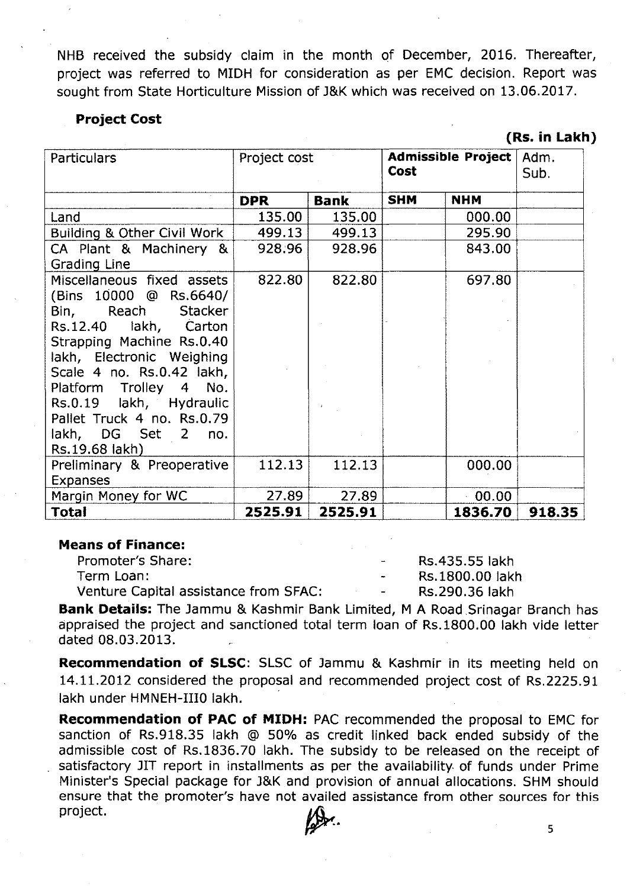NHB received the subsidy claim in the month of December, 2016. Thereafter, project was referred to MIDH for consideration as per EMC decision. Report was sought from State Horticulture Mission of J&K which was received on 13.06.2017.

**Project Cost**

**(Rs. in Lakh)**

| Particulars | Project cost | | Admissible Project Cost | | Adm. Sub. |
|---|---|---|---|---|---|
| | DPR | Bank | SHM | NHM | |
| Land | 135.00 | 135.00 | | 000.00 | |
| Building & Other Civil Work | 499.13 | 499.13 | | 295.90 | |
| CA Plant & Machinery & Grading Line | 928.96 | 928.96 | | 843.00 | |
| Miscellaneous fixed assets (Bins 10000 @ Rs.6640/ Bin, Reach Stacker Rs.12.40 lakh, Carton Strapping Machine Rs.0.40 lakh, Electronic Weighing Scale 4 no. Rs.0.42 lakh, Platform Trolley 4 No. Rs.0.19 lakh, Hydraulic Pallet Truck 4 no. Rs.0.79 lakh, DG Set 2 no. Rs.19.68 lakh) | 822.80 | 822.80 | | 697.80 | |
| Preliminary & Preoperative Expanses | 112.13 | 112.13 | | 000.00 | |
| Margin Money for WC | 27.89 | 27.89 | | 00.00 | |
| **Total** | **2525.91** | **2525.91** | | **1836.70** | **918.35** |

**Means of Finance:**

Promoter's Share: - Rs.435.55 lakh
Term Loan: - Rs.1800.00 lakh
Venture Capital assistance from SFAC: - Rs.290.36 lakh

**Bank Details:** The Jammu & Kashmir Bank Limited, M A Road Srinagar Branch has appraised the project and sanctioned total term loan of Rs.1800.00 lakh vide letter dated 08.03.2013.

**Recommendation of SLSC**: SLSC of Jammu & Kashmir in its meeting held on 14.11.2012 considered the proposal and recommended project cost of Rs.2225.91 lakh under HMNEH-III0 lakh.

**Recommendation of PAC of MIDH:** PAC recommended the proposal to EMC for sanction of Rs.918.35 lakh @ 50% as credit linked back ended subsidy of the admissible cost of Rs.1836.70 lakh. The subsidy to be released on the receipt of satisfactory JIT report in installments as per the availability of funds under Prime Minister's Special package for J&K and provision of annual allocations. SHM should ensure that the promoter's have not availed assistance from other sources for this project.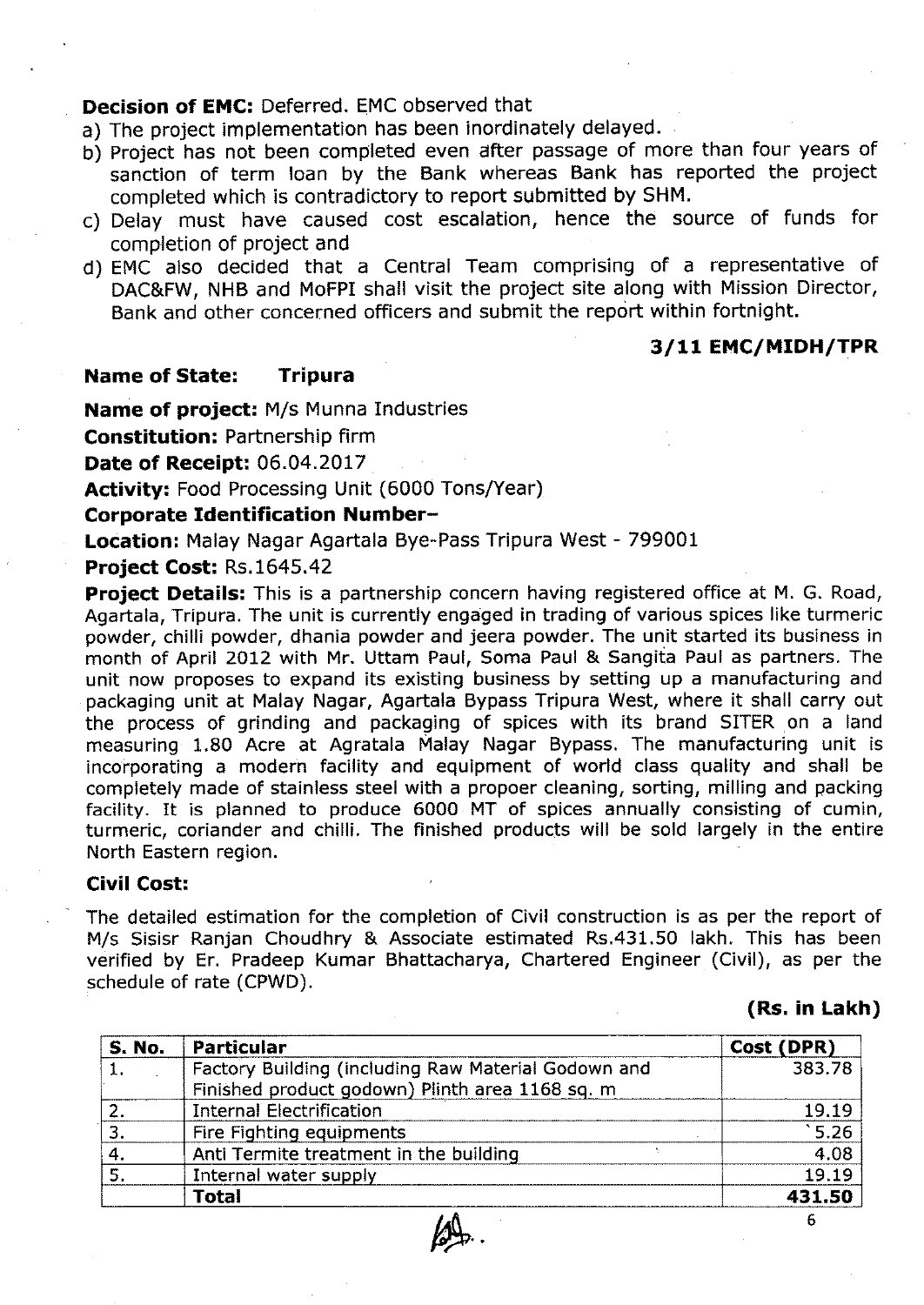**Decision of EMC:** Deferred. EMC observed that

a) The project implementation has been inordinately delayed.
b) Project has not been completed even after passage of more than four years of sanction of term loan by the Bank whereas Bank has reported the project completed which is contradictory to report submitted by SHM.
c) Delay must have caused cost escalation, hence the source of funds for completion of project and
d) EMC also decided that a Central Team comprising of a representative of DAC&FW, NHB and MoFPI shall visit the project site along with Mission Director, Bank and other concerned officers and submit the report within fortnight.

**3/11 EMC/MIDH/TPR**

**Name of State:** **Tripura**

**Name of project:** M/s Munna Industries

**Constitution:** Partnership firm

**Date of Receipt:** 06.04.2017

**Activity:** Food Processing Unit (6000 Tons/Year)

**Corporate Identification Number–**

**Location:** Malay Nagar Agartala Bye-Pass Tripura West - 799001

**Project Cost:** Rs.1645.42

**Project Details:** This is a partnership concern having registered office at M. G. Road, Agartala, Tripura. The unit is currently engaged in trading of various spices like turmeric powder, chilli powder, dhania powder and jeera powder. The unit started its business in month of April 2012 with Mr. Uttam Paul, Soma Paul & Sangita Paul as partners. The unit now proposes to expand its existing business by setting up a manufacturing and packaging unit at Malay Nagar, Agartala Bypass Tripura West, where it shall carry out the process of grinding and packaging of spices with its brand SITER on a land measuring 1.80 Acre at Agratala Malay Nagar Bypass. The manufacturing unit is incorporating a modern facility and equipment of world class quality and shall be completely made of stainless steel with a propoer cleaning, sorting, milling and packing facility. It is planned to produce 6000 MT of spices annually consisting of cumin, turmeric, coriander and chilli. The finished products will be sold largely in the entire North Eastern region.

**Civil Cost:**

The detailed estimation for the completion of Civil construction is as per the report of M/s Sisisr Ranjan Choudhry & Associate estimated Rs.431.50 lakh. This has been verified by Er. Pradeep Kumar Bhattacharya, Chartered Engineer (Civil), as per the schedule of rate (CPWD).

**(Rs. in Lakh)**

| S. No. | Particular | Cost (DPR) |
|---|---|---|
| 1. | Factory Building (including Raw Material Godown and Finished product godown) Plinth area 1168 sq. m | 383.78 |
| 2. | Internal Electrification | 19.19 |
| 3. | Fire Fighting equipments | 5.26 |
| 4. | Anti Termite treatment in the building | 4.08 |
| 5. | Internal water supply | 19.19 |
| | **Total** | **431.50** |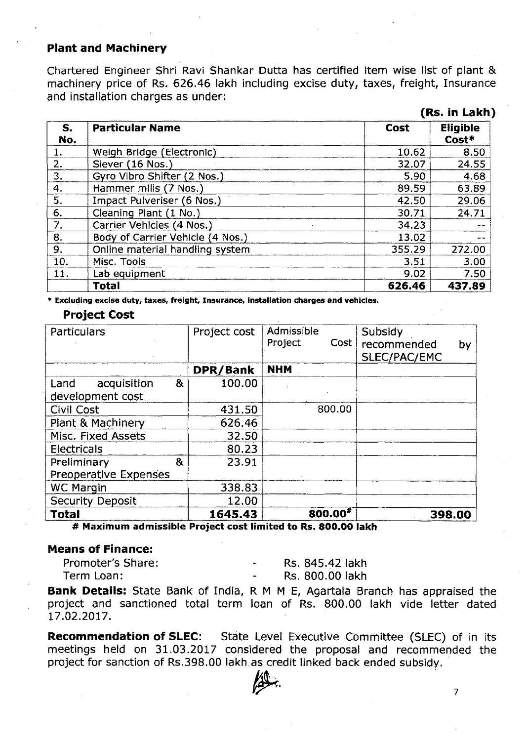**Plant and Machinery**

Chartered Engineer Shri Ravi Shankar Dutta has certified item wise list of plant & machinery price of Rs. 626.46 lakh including excise duty, taxes, freight, Insurance and installation charges as under:

**(Rs. in Lakh)**

| S. No. | Particular Name | Cost | Eligible Cost* |
|---|---|---|---|
| 1. | Weigh Bridge (Electronic) | 10.62 | 8.50 |
| 2. | Siever (16 Nos.) | 32.07 | 24.55 |
| 3. | Gyro Vibro Shifter (2 Nos.) | 5.90 | 4.68 |
| 4. | Hammer mills (7 Nos.) | 89.59 | 63.89 |
| 5. | Impact Pulveriser (6 Nos.) | 42.50 | 29.06 |
| 6. | Cleaning Plant (1 No.) | 30.71 | 24.71 |
| 7. | Carrier Vehicles (4 Nos.) | 34.23 | -- |
| 8. | Body of Carrier Vehicle (4 Nos.) | 13.02 | -- |
| 9. | Online material handling system | 355.29 | 272.00 |
| 10. | Misc. Tools | 3.51 | 3.00 |
| 11. | Lab equipment | 9.02 | 7.50 |
| | **Total** | **626.46** | **437.89** |

**\* Excluding excise duty, taxes, freight, Insurance, installation charges and vehicles.**

**Project Cost**

| Particulars | Project cost | Admissible Project Cost | Subsidy recommended by SLEC/PAC/EMC |
|---|---|---|---|
| | **DPR/Bank** | **NHM** | |
| Land acquisition & development cost | 100.00 | | |
| Civil Cost | 431.50 | 800.00 | |
| Plant & Machinery | 626.46 | | |
| Misc. Fixed Assets | 32.50 | | |
| Electricals | 80.23 | | |
| Preliminary & Preoperative Expenses | 23.91 | | |
| WC Margin | 338.83 | | |
| Security Deposit | 12.00 | | |
| **Total** | **1645.43** | **800.00#** | **398.00** |

**# Maximum admissible Project cost limited to Rs. 800.00 lakh**

**Means of Finance:**

Promoter's Share: - Rs. 845.42 lakh
Term Loan: - Rs. 800.00 lakh

**Bank Details:** State Bank of India, R M M E, Agartala Branch has appraised the project and sanctioned total term loan of Rs. 800.00 lakh vide letter dated 17.02.2017.

**Recommendation of SLEC:** State Level Executive Committee (SLEC) of in its meetings held on 31.03.2017 considered the proposal and recommended the project for sanction of Rs.398.00 lakh as credit linked back ended subsidy.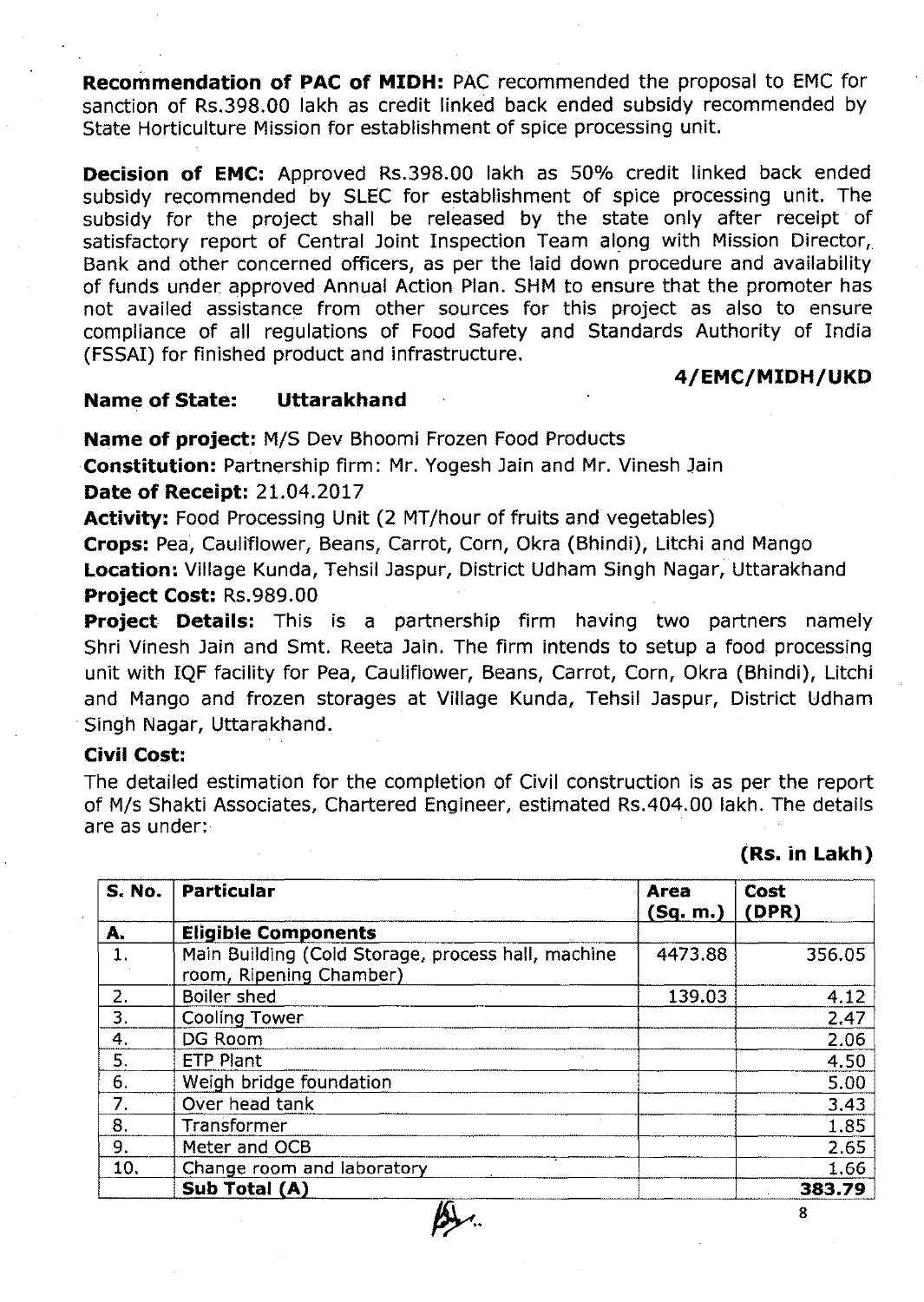**Recommendation of PAC of MIDH:** PAC recommended the proposal to EMC for sanction of Rs.398.00 lakh as credit linked back ended subsidy recommended by State Horticulture Mission for establishment of spice processing unit.

**Decision of EMC:** Approved Rs.398.00 lakh as 50% credit linked back ended subsidy recommended by SLEC for establishment of spice processing unit. The subsidy for the project shall be released by the state only after receipt of satisfactory report of Central Joint Inspection Team along with Mission Director, Bank and other concerned officers, as per the laid down procedure and availability of funds under approved Annual Action Plan. SHM to ensure that the promoter has not availed assistance from other sources for this project as also to ensure compliance of all regulations of Food Safety and Standards Authority of India (FSSAI) for finished product and infrastructure.

**4/EMC/MIDH/UKD**

**Name of State: Uttarakhand**

**Name of project:** M/S Dev Bhoomi Frozen Food Products

**Constitution:** Partnership firm: Mr. Yogesh Jain and Mr. Vinesh Jain

**Date of Receipt:** 21.04.2017

**Activity:** Food Processing Unit (2 MT/hour of fruits and vegetables)

**Crops:** Pea, Cauliflower, Beans, Carrot, Corn, Okra (Bhindi), Litchi and Mango

**Location:** Village Kunda, Tehsil Jaspur, District Udham Singh Nagar, Uttarakhand

**Project Cost:** Rs.989.00

**Project Details:** This is a partnership firm having two partners namely Shri Vinesh Jain and Smt. Reeta Jain. The firm intends to setup a food processing unit with IQF facility for Pea, Cauliflower, Beans, Carrot, Corn, Okra (Bhindi), Litchi and Mango and frozen storages at Village Kunda, Tehsil Jaspur, District Udham Singh Nagar, Uttarakhand.

**Civil Cost:**

The detailed estimation for the completion of Civil construction is as per the report of M/s Shakti Associates, Chartered Engineer, estimated Rs.404.00 lakh. The details are as under:

**(Rs. in Lakh)**

| S. No. | Particular | Area (Sq. m.) | Cost (DPR) |
|---|---|---|---|
| **A.** | **Eligible Components** | | |
| 1. | Main Building (Cold Storage, process hall, machine room, Ripening Chamber) | 4473.88 | 356.05 |
| 2. | Boiler shed | 139.03 | 4.12 |
| 3. | Cooling Tower | | 2.47 |
| 4. | DG Room | | 2.06 |
| 5. | ETP Plant | | 4.50 |
| 6. | Weigh bridge foundation | | 5.00 |
| 7. | Over head tank | | 3.43 |
| 8. | Transformer | | 1.85 |
| 9. | Meter and OCB | | 2.65 |
| 10. | Change room and laboratory | | 1.66 |
| | **Sub Total (A)** | | **383.79** |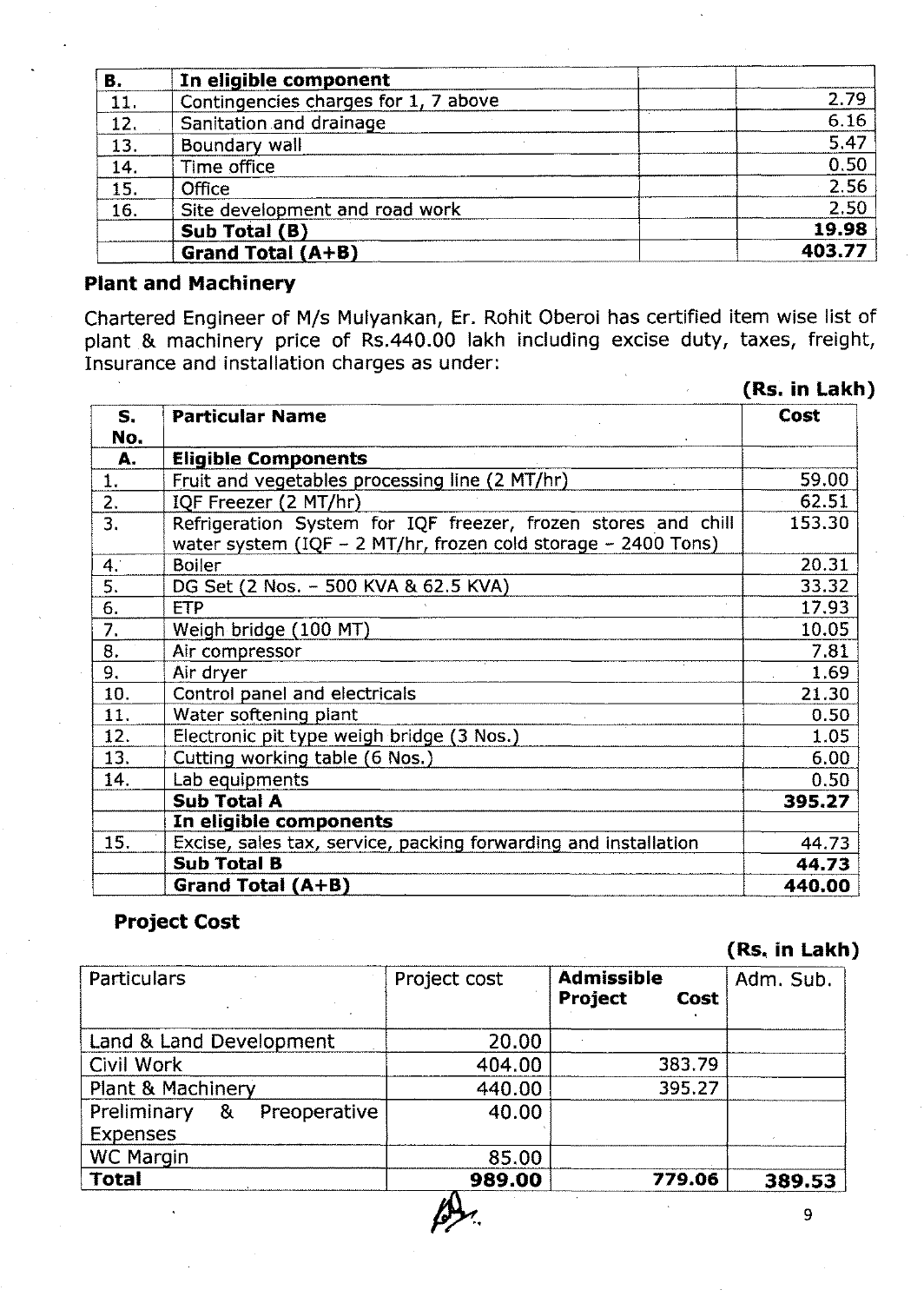| B. | In eligible component | | |
|---|---|---|---|
| 11. | Contingencies charges for 1, 7 above | | 2.79 |
| 12. | Sanitation and drainage | | 6.16 |
| 13. | Boundary wall | | 5.47 |
| 14. | Time office | | 0.50 |
| 15. | Office | | 2.56 |
| 16. | Site development and road work | | 2.50 |
| | **Sub Total (B)** | | **19.98** |
| | **Grand Total (A+B)** | | **403.77** |

### Plant and Machinery

Chartered Engineer of M/s Mulyankan, Er. Rohit Oberoi has certified item wise list of plant & machinery price of Rs.440.00 lakh including excise duty, taxes, freight, Insurance and installation charges as under:

**(Rs. in Lakh)**

| S. No. | Particular Name | Cost |
|---|---|---|
| **A.** | **Eligible Components** | |
| 1. | Fruit and vegetables processing line (2 MT/hr) | 59.00 |
| 2. | IQF Freezer (2 MT/hr) | 62.51 |
| 3. | Refrigeration System for IQF freezer, frozen stores and chill water system (IQF – 2 MT/hr, frozen cold storage – 2400 Tons) | 153.30 |
| 4. | Boiler | 20.31 |
| 5. | DG Set (2 Nos. – 500 KVA & 62.5 KVA) | 33.32 |
| 6. | ETP | 17.93 |
| 7. | Weigh bridge (100 MT) | 10.05 |
| 8. | Air compressor | 7.81 |
| 9. | Air dryer | 1.69 |
| 10. | Control panel and electricals | 21.30 |
| 11. | Water softening plant | 0.50 |
| 12. | Electronic pit type weigh bridge (3 Nos.) | 1.05 |
| 13. | Cutting working table (6 Nos.) | 6.00 |
| 14. | Lab equipments | 0.50 |
| | **Sub Total A** | **395.27** |
| | **In eligible components** | |
| 15. | Excise, sales tax, service, packing forwarding and installation | 44.73 |
| | **Sub Total B** | **44.73** |
| | **Grand Total (A+B)** | **440.00** |

### Project Cost

**(Rs. in Lakh)**

| Particulars | Project cost | **Admissible Project Cost** | Adm. Sub. |
|---|---|---|---|
| Land & Land Development | 20.00 | | |
| Civil Work | 404.00 | 383.79 | |
| Plant & Machinery | 440.00 | 395.27 | |
| Preliminary & Preoperative Expenses | 40.00 | | |
| WC Margin | 85.00 | | |
| **Total** | **989.00** | **779.06** | **389.53** |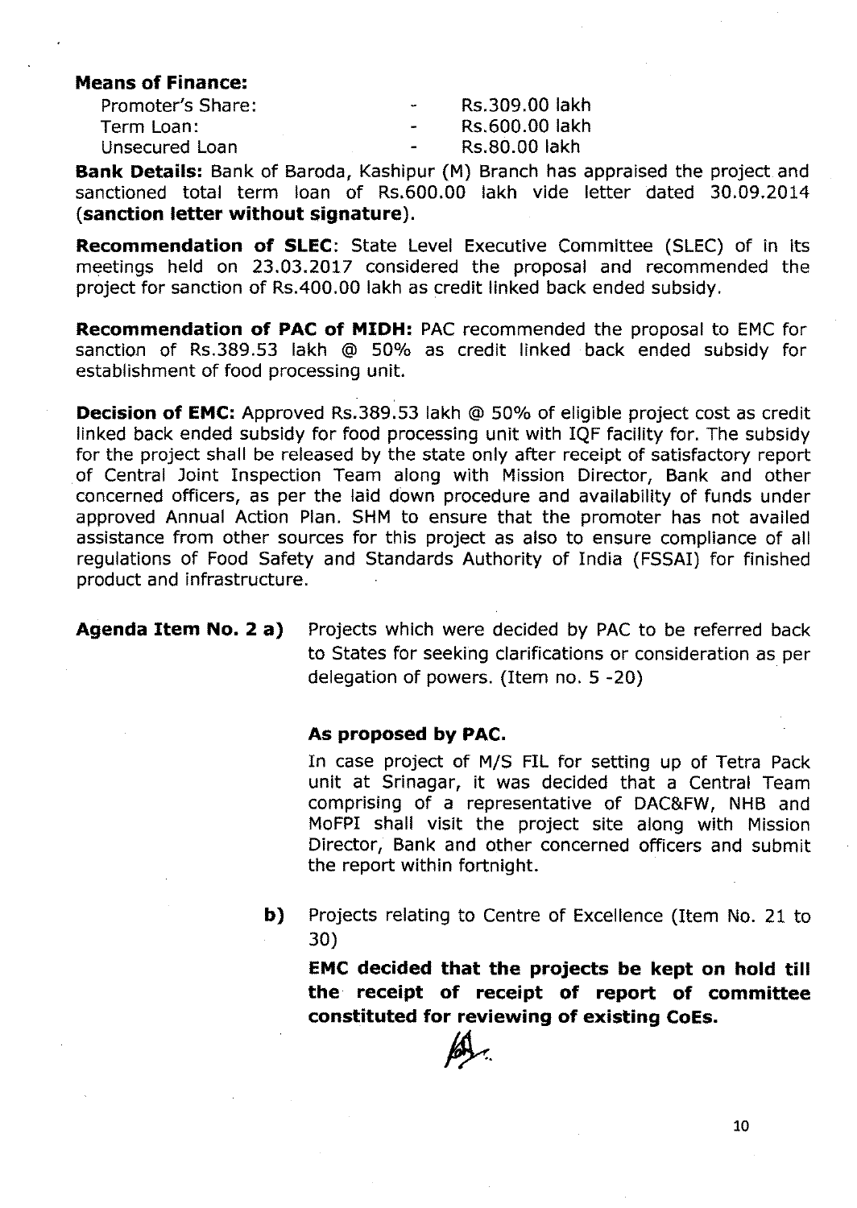**Means of Finance:**

| | | |
|---|---|---|
| Promoter's Share: | - | Rs.309.00 lakh |
| Term Loan: | - | Rs.600.00 lakh |
| Unsecured Loan | - | Rs.80.00 lakh |

**Bank Details:** Bank of Baroda, Kashipur (M) Branch has appraised the project and sanctioned total term loan of Rs.600.00 lakh vide letter dated 30.09.2014 (**sanction letter without signature**).

**Recommendation of SLEC**: State Level Executive Committee (SLEC) of in its meetings held on 23.03.2017 considered the proposal and recommended the project for sanction of Rs.400.00 lakh as credit linked back ended subsidy.

**Recommendation of PAC of MIDH:** PAC recommended the proposal to EMC for sanction of Rs.389.53 lakh @ 50% as credit linked back ended subsidy for establishment of food processing unit.

**Decision of EMC:** Approved Rs.389.53 lakh @ 50% of eligible project cost as credit linked back ended subsidy for food processing unit with IQF facility for. The subsidy for the project shall be released by the state only after receipt of satisfactory report of Central Joint Inspection Team along with Mission Director, Bank and other concerned officers, as per the laid down procedure and availability of funds under approved Annual Action Plan. SHM to ensure that the promoter has not availed assistance from other sources for this project as also to ensure compliance of all regulations of Food Safety and Standards Authority of India (FSSAI) for finished product and infrastructure.

**Agenda Item No. 2 a)** Projects which were decided by PAC to be referred back to States for seeking clarifications or consideration as per delegation of powers. (Item no. 5 -20)

**As proposed by PAC.**

In case project of M/S FIL for setting up of Tetra Pack unit at Srinagar, it was decided that a Central Team comprising of a representative of DAC&FW, NHB and MoFPI shall visit the project site along with Mission Director, Bank and other concerned officers and submit the report within fortnight.

**b)** Projects relating to Centre of Excellence (Item No. 21 to 30)

**EMC decided that the projects be kept on hold till the receipt of receipt of report of committee constituted for reviewing of existing CoEs.**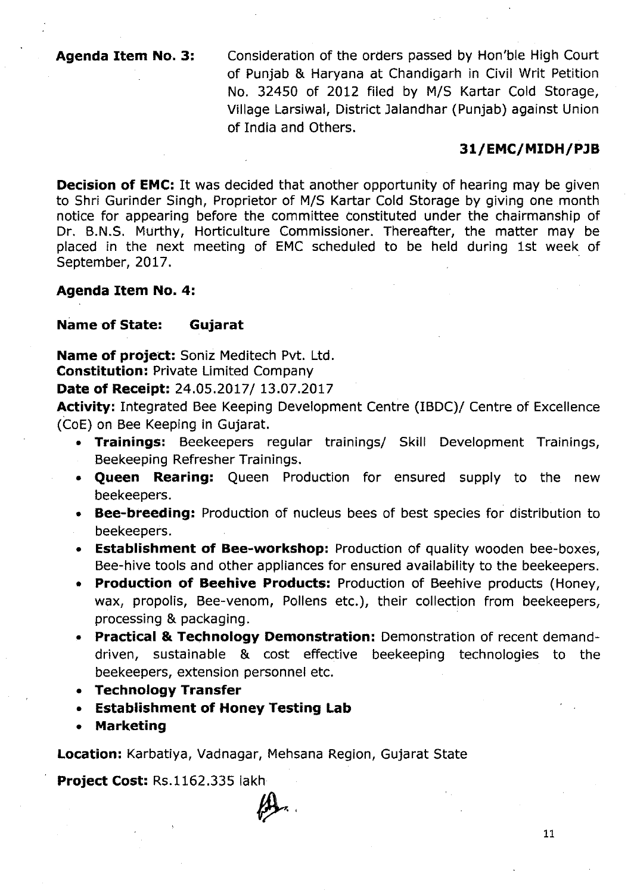**Agenda Item No. 3:** Consideration of the orders passed by Hon'ble High Court of Punjab & Haryana at Chandigarh in Civil Writ Petition No. 32450 of 2012 filed by M/S Kartar Cold Storage, Village Larsiwal, District Jalandhar (Punjab) against Union of India and Others.

**31/EMC/MIDH/PJB**

**Decision of EMC:** It was decided that another opportunity of hearing may be given to Shri Gurinder Singh, Proprietor of M/S Kartar Cold Storage by giving one month notice for appearing before the committee constituted under the chairmanship of Dr. B.N.S. Murthy, Horticulture Commissioner. Thereafter, the matter may be placed in the next meeting of EMC scheduled to be held during 1st week of September, 2017.

**Agenda Item No. 4:**

**Name of State:** **Gujarat**

**Name of project:** Soniz Meditech Pvt. Ltd.
**Constitution:** Private Limited Company
**Date of Receipt:** 24.05.2017/ 13.07.2017
**Activity:** Integrated Bee Keeping Development Centre (IBDC)/ Centre of Excellence (CoE) on Bee Keeping in Gujarat.

- **Trainings:** Beekeepers regular trainings/ Skill Development Trainings, Beekeeping Refresher Trainings.
- **Queen Rearing:** Queen Production for ensured supply to the new beekeepers.
- **Bee-breeding:** Production of nucleus bees of best species for distribution to beekeepers.
- **Establishment of Bee-workshop:** Production of quality wooden bee-boxes, Bee-hive tools and other appliances for ensured availability to the beekeepers.
- **Production of Beehive Products:** Production of Beehive products (Honey, wax, propolis, Bee-venom, Pollens etc.), their collection from beekeepers, processing & packaging.
- **Practical & Technology Demonstration:** Demonstration of recent demand-driven, sustainable & cost effective beekeeping technologies to the beekeepers, extension personnel etc.
- **Technology Transfer**
- **Establishment of Honey Testing Lab**
- **Marketing**

**Location:** Karbatiya, Vadnagar, Mehsana Region, Gujarat State

**Project Cost:** Rs.1162.335 lakh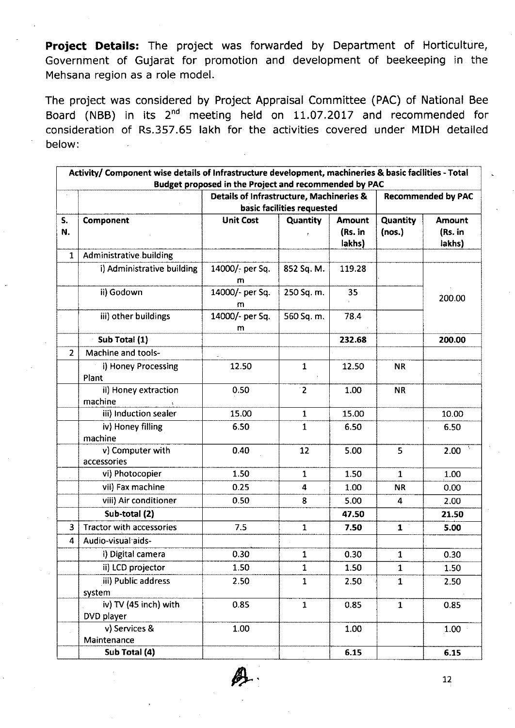**Project Details:** The project was forwarded by Department of Horticulture, Government of Gujarat for promotion and development of beekeeping in the Mehsana region as a role model.

The project was considered by Project Appraisal Committee (PAC) of National Bee Board (NBB) in its 2nd meeting held on 11.07.2017 and recommended for consideration of Rs.357.65 lakh for the activities covered under MIDH detailed below:

| Activity/ Component wise details of Infrastructure development, machineries & basic facilities - Total Budget proposed in the Project and recommended by PAC | | | | | | |
|---|---|---|---|---|---|---|
| | | Details of Infrastructure, Machineries & basic facilities requested | | | Recommended by PAC | |
| S. N. | Component | Unit Cost | Quantity | Amount (Rs. in lakhs) | Quantity (nos.) | Amount (Rs. in lakhs) |
| 1 | Administrative building | | | | | |
| | i) Administrative building | 14000/- per Sq. m | 852 Sq. M. | 119.28 | | 200.00 |
| | ii) Godown | 14000/- per Sq. m | 250 Sq. m. | 35 | | |
| | iii) other buildings | 14000/- per Sq. m | 560 Sq. m. | 78.4 | | |
| | **Sub Total (1)** | | | **232.68** | | **200.00** |
| 2 | Machine and tools- | | | | | |
| | i) Honey Processing Plant | 12.50 | 1 | 12.50 | NR | |
| | ii) Honey extraction machine | 0.50 | 2 | 1.00 | NR | |
| | iii) Induction sealer | 15.00 | 1 | 15.00 | | 10.00 |
| | iv) Honey filling machine | 6.50 | 1 | 6.50 | | 6.50 |
| | v) Computer with accessories | 0.40 | 12 | 5.00 | 5 | 2.00 |
| | vi) Photocopier | 1.50 | 1 | 1.50 | 1 | 1.00 |
| | vii) Fax machine | 0.25 | 4 | 1.00 | NR | 0.00 |
| | viii) Air conditioner | 0.50 | 8 | 5.00 | 4 | 2.00 |
| | **Sub-total (2)** | | | **47.50** | | **21.50** |
| 3 | Tractor with accessories | 7.5 | 1 | **7.50** | **1** | **5.00** |
| 4 | Audio-visual aids- | | | | | |
| | i) Digital camera | 0.30 | 1 | 0.30 | 1 | 0.30 |
| | ii) LCD projector | 1.50 | 1 | 1.50 | 1 | 1.50 |
| | iii) Public address system | 2.50 | 1 | 2.50 | 1 | 2.50 |
| | iv) TV (45 inch) with DVD player | 0.85 | 1 | 0.85 | 1 | 0.85 |
| | v) Services & Maintenance | 1.00 | | 1.00 | | 1.00 |
| | **Sub Total (4)** | | | **6.15** | | **6.15** |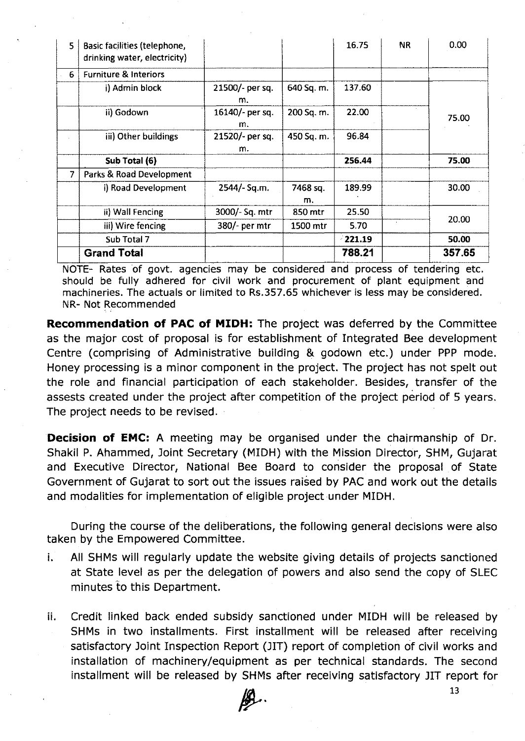| 5 | Basic facilities (telephone, drinking water, electricity) | | | 16.75 | NR | 0.00 |
|---|---|---|---|---|---|---|
| 6 | Furniture & Interiors | | | | | |
| | i) Admin block | 21500/- per sq. m. | 640 Sq. m. | 137.60 | | 75.00 |
| | ii) Godown | 16140/- per sq. m. | 200 Sq. m. | 22.00 | | |
| | iii) Other buildings | 21520/- per sq. m. | 450 Sq. m. | 96.84 | | |
| | **Sub Total (6)** | | | **256.44** | | **75.00** |
| 7 | Parks & Road Development | | | | | |
| | i) Road Development | 2544/- Sq.m. | 7468 sq. m. | 189.99 | | 30.00 |
| | ii) Wall Fencing | 3000/- Sq. mtr | 850 mtr | 25.50 | | 20.00 |
| | iii) Wire fencing | 380/- per mtr | 1500 mtr | 5.70 | | |
| | Sub Total 7 | | | **221.19** | | **50.00** |
| | **Grand Total** | | | **788.21** | | **357.65** |

NOTE- Rates of govt. agencies may be considered and process of tendering etc. should be fully adhered for civil work and procurement of plant equipment and machineries. The actuals or limited to Rs.357.65 whichever is less may be considered.
NR- Not Recommended

**Recommendation of PAC of MIDH:** The project was deferred by the Committee as the major cost of proposal is for establishment of Integrated Bee development Centre (comprising of Administrative building & godown etc.) under PPP mode. Honey processing is a minor component in the project. The project has not spelt out the role and financial participation of each stakeholder. Besides, transfer of the assests created under the project after competition of the project period of 5 years. The project needs to be revised.

**Decision of EMC:** A meeting may be organised under the chairmanship of Dr. Shakil P. Ahammed, Joint Secretary (MIDH) with the Mission Director, SHM, Gujarat and Executive Director, National Bee Board to consider the proposal of State Government of Gujarat to sort out the issues raised by PAC and work out the details and modalities for implementation of eligible project under MIDH.

During the course of the deliberations, the following general decisions were also taken by the Empowered Committee.

i. All SHMs will regularly update the website giving details of projects sanctioned at State level as per the delegation of powers and also send the copy of SLEC minutes to this Department.

ii. Credit linked back ended subsidy sanctioned under MIDH will be released by SHMs in two installments. First installment will be released after receiving satisfactory Joint Inspection Report (JIT) report of completion of civil works and installation of machinery/equipment as per technical standards. The second installment will be released by SHMs after receiving satisfactory JIT report for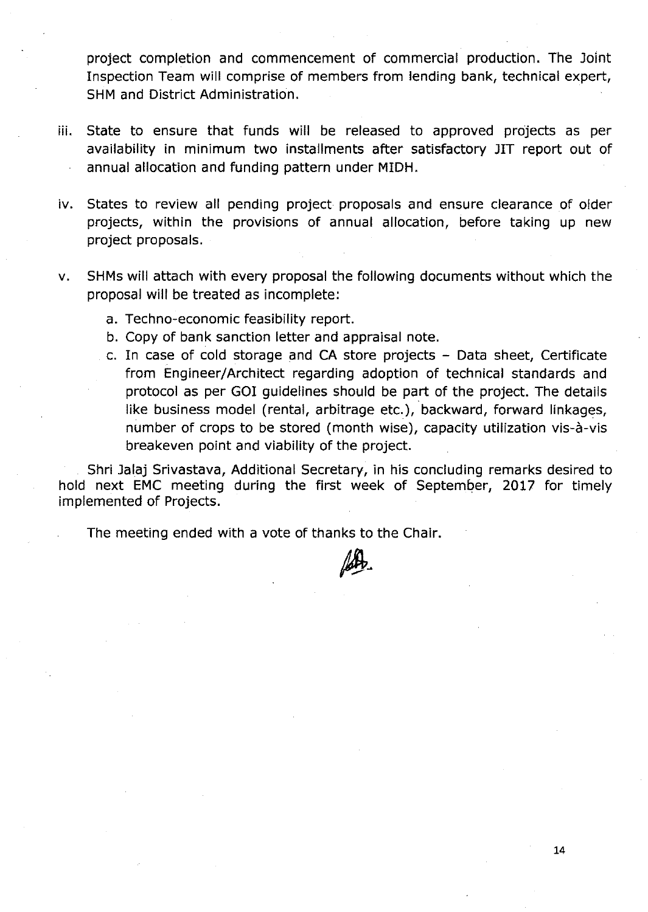project completion and commencement of commercial production. The Joint Inspection Team will comprise of members from lending bank, technical expert, SHM and District Administration.

iii. State to ensure that funds will be released to approved projects as per availability in minimum two installments after satisfactory JIT report out of annual allocation and funding pattern under MIDH.

iv. States to review all pending project proposals and ensure clearance of older projects, within the provisions of annual allocation, before taking up new project proposals.

v. SHMs will attach with every proposal the following documents without which the proposal will be treated as incomplete:

   a. Techno-economic feasibility report.
   b. Copy of bank sanction letter and appraisal note.
   c. In case of cold storage and CA store projects – Data sheet, Certificate from Engineer/Architect regarding adoption of technical standards and protocol as per GOI guidelines should be part of the project. The details like business model (rental, arbitrage etc.), backward, forward linkages, number of crops to be stored (month wise), capacity utilization vis-à-vis breakeven point and viability of the project.

Shri Jalaj Srivastava, Additional Secretary, in his concluding remarks desired to hold next EMC meeting during the first week of September, 2017 for timely implemented of Projects.

The meeting ended with a vote of thanks to the Chair.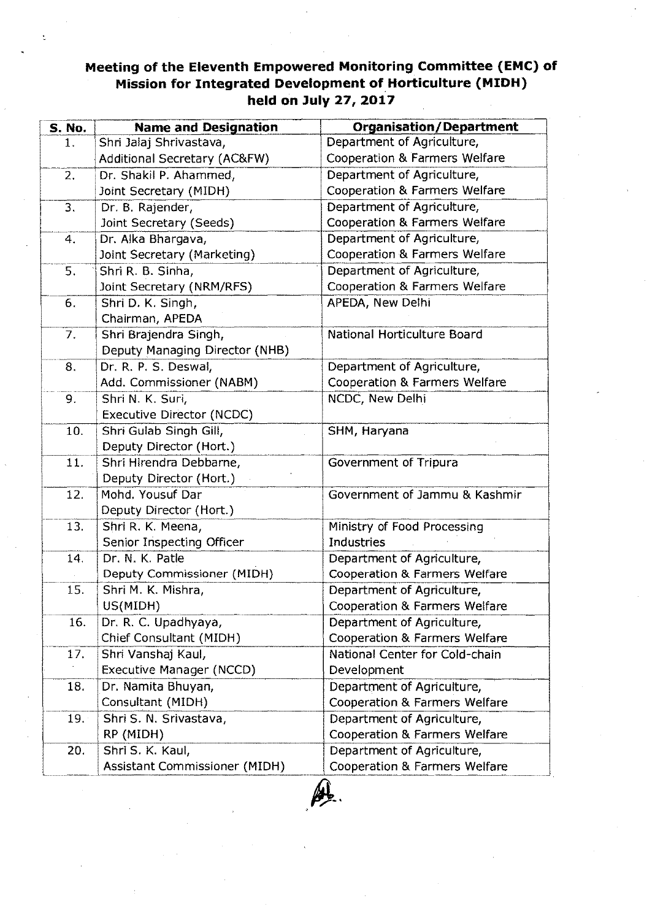# Meeting of the Eleventh Empowered Monitoring Committee (EMC) of Mission for Integrated Development of Horticulture (MIDH) held on July 27, 2017

| S. No. | Name and Designation | Organisation/Department |
|---|---|---|
| 1. | Shri Jalaj Shrivastava, Additional Secretary (AC&FW) | Department of Agriculture, Cooperation & Farmers Welfare |
| 2. | Dr. Shakil P. Ahammed, Joint Secretary (MIDH) | Department of Agriculture, Cooperation & Farmers Welfare |
| 3. | Dr. B. Rajender, Joint Secretary (Seeds) | Department of Agriculture, Cooperation & Farmers Welfare |
| 4. | Dr. Alka Bhargava, Joint Secretary (Marketing) | Department of Agriculture, Cooperation & Farmers Welfare |
| 5. | Shri R. B. Sinha, Joint Secretary (NRM/RFS) | Department of Agriculture, Cooperation & Farmers Welfare |
| 6. | Shri D. K. Singh, Chairman, APEDA | APEDA, New Delhi |
| 7. | Shri Brajendra Singh, Deputy Managing Director (NHB) | National Horticulture Board |
| 8. | Dr. R. P. S. Deswal, Add. Commissioner (NABM) | Department of Agriculture, Cooperation & Farmers Welfare |
| 9. | Shri N. K. Suri, Executive Director (NCDC) | NCDC, New Delhi |
| 10. | Shri Gulab Singh Gill, Deputy Director (Hort.) | SHM, Haryana |
| 11. | Shri Hirendra Debbarne, Deputy Director (Hort.) | Government of Tripura |
| 12. | Mohd. Yousuf Dar Deputy Director (Hort.) | Government of Jammu & Kashmir |
| 13. | Shri R. K. Meena, Senior Inspecting Officer | Ministry of Food Processing Industries |
| 14. | Dr. N. K. Patle Deputy Commissioner (MIDH) | Department of Agriculture, Cooperation & Farmers Welfare |
| 15. | Shri M. K. Mishra, US(MIDH) | Department of Agriculture, Cooperation & Farmers Welfare |
| 16. | Dr. R. C. Upadhyaya, Chief Consultant (MIDH) | Department of Agriculture, Cooperation & Farmers Welfare |
| 17. | Shri Vanshaj Kaul, Executive Manager (NCCD) | National Center for Cold-chain Development |
| 18. | Dr. Namita Bhuyan, Consultant (MIDH) | Department of Agriculture, Cooperation & Farmers Welfare |
| 19. | Shri S. N. Srivastava, RP (MIDH) | Department of Agriculture, Cooperation & Farmers Welfare |
| 20. | Shri S. K. Kaul, Assistant Commissioner (MIDH) | Department of Agriculture, Cooperation & Farmers Welfare |